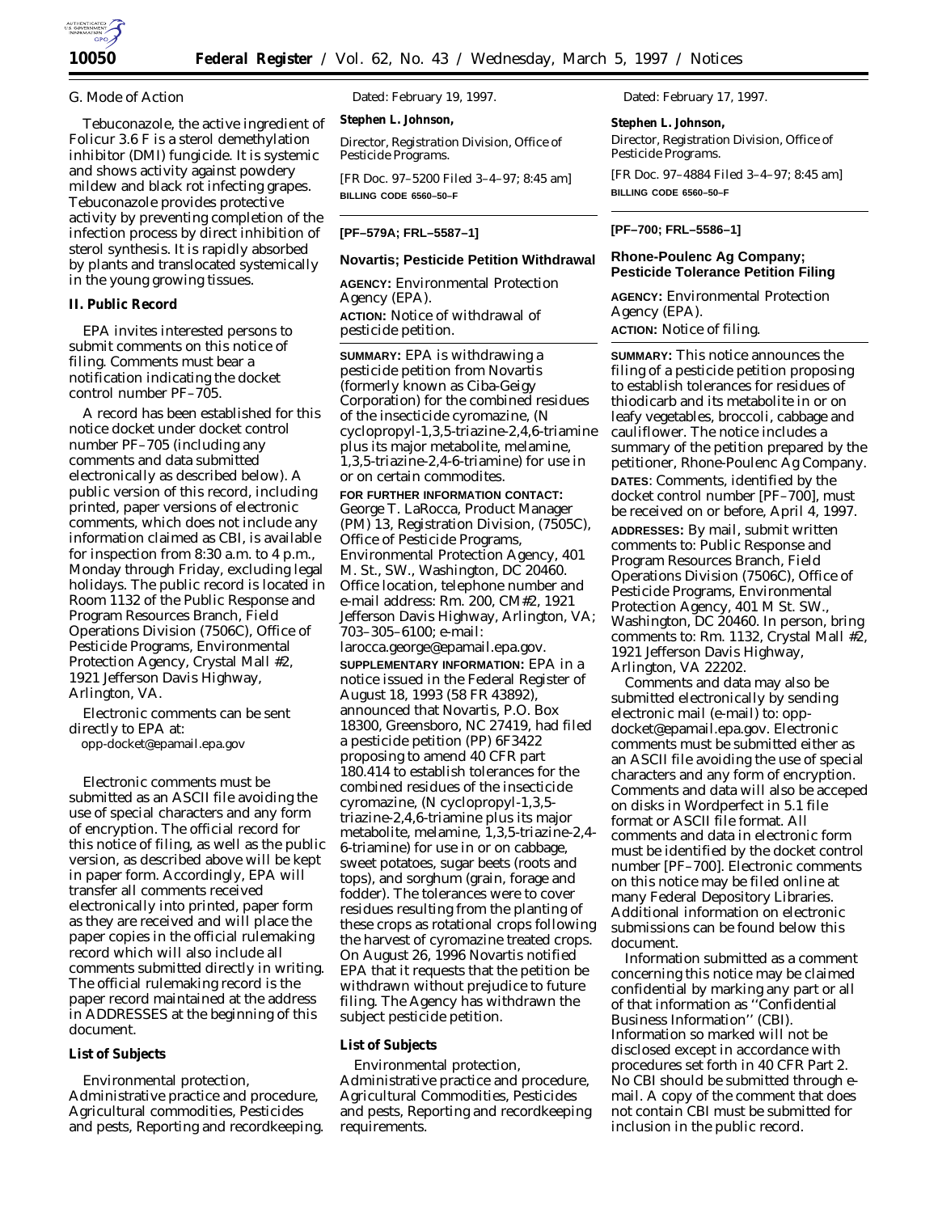G. Mode of Action

Tebuconazole, the active ingredient of Folicur 3.6 F is a sterol demethylation inhibitor (DMI) fungicide. It is systemic and shows activity against powdery mildew and black rot infecting grapes. Tebuconazole provides protective activity by preventing completion of the infection process by direct inhibition of sterol synthesis. It is rapidly absorbed by plants and translocated systemically in the young growing tissues.

**II. Public Record**

EPA invites interested persons to submit comments on this notice of filing. Comments must bear a notification indicating the docket control number PF–705.

A record has been established for this notice docket under docket control number PF–705 (including any comments and data submitted electronically as described below). A public version of this record, including printed, paper versions of electronic comments, which does not include any information claimed as CBI, is available for inspection from 8:30 a.m. to 4 p.m., Monday through Friday, excluding legal holidays. The public record is located in Room 1132 of the Public Response and Program Resources Branch, Field Operations Division (7506C), Office of Pesticide Programs, Environmental Protection Agency, Crystal Mall #2, 1921 Jefferson Davis Highway, Arlington, VA.

Electronic comments can be sent directly to EPA at:

opp-docket@epamail.epa.gov

Electronic comments must be submitted as an ASCII file avoiding the use of special characters and any form of encryption. The official record for this notice of filing, as well as the public version, as described above will be kept in paper form. Accordingly, EPA will transfer all comments received electronically into printed, paper form as they are received and will place the paper copies in the official rulemaking record which will also include all comments submitted directly in writing. The official rulemaking record is the paper record maintained at the address in ADDRESSES at the beginning of this document.

**List of Subjects**

Environmental protection, Administrative practice and procedure, Agricultural commodities, Pesticides and pests, Reporting and recordkeeping.

Dated: February 19, 1997.

**Stephen L. Johnson,**

*Director, Registration Division, Office of Pesticide Programs.*

[FR Doc. 97–5200 Filed 3–4–97; 8:45 am]

**BILLING CODE 6560–50–F**

**[PF–579A; FRL–5587–1]**

## Novartis; Pesticide Petition Withdrawal

**AGENCY:** Environmental Protection Agency (EPA).

**ACTION:** Notice of withdrawal of pesticide petition.

**SUMMARY:** EPA is withdrawing a pesticide petition from Novartis (formerly known as Ciba-Geigy Corporation) for the combined residues of the insecticide cyromazine, (N cyclopropyl-1,3,5-triazine-2,4,6-triamine plus its major metabolite, melamine, 1,3,5-triazine-2,4,6-triamine) for use in or on certain commodites.

**FOR FURTHER INFORMATION CONTACT:** George T. LaRocca, Product Manager (PM) 13, Registration Division, (7505C), Office of Pesticide Programs, Environmental Protection Agency, 401 M. St., SW., Washington, DC 20460. Office location, telephone number and e-mail address: Rm. 200, CM#2, 1921 Jefferson Davis Highway, Arlington, VA; 703–305–6100; e-mail: larocca.george@epamail.epa.gov.

**SUPPLEMENTARY INFORMATION:** EPA in a notice issued in the Federal Register of August 18, 1993 (58 FR 43892), announced that Novartis, P.O. Box 18300, Greensboro, NC 27419, had filed a pesticide petition (PP) 6F3422 proposing to amend 40 CFR part 180.414 to establish tolerances for the combined residues of the insecticide cyromazine, (N cyclopropyl-1,3,5-triazine-2,4,6-triamine plus its major metabolite, melamine, 1,3,5-triazine-2,4-6-triamine) for use in or on cabbage, sweet potatoes, sugar beets (roots and tops), and sorghum (grain, forage and fodder). The tolerances were to cover residues resulting from the planting of these crops as rotational crops following the harvest of cyromazine treated crops. On August 26, 1996 Novartis notified EPA that it requests that the petition be withdrawn without prejudice to future filing. The Agency has withdrawn the subject pesticide petition.

**List of Subjects**

Environmental protection, Administrative practice and procedure, Agricultural Commodities, Pesticides and pests, Reporting and recordkeeping requirements.

Dated: February 17, 1997.

**Stephen L. Johnson,**

*Director, Registration Division, Office of Pesticide Programs.*

[FR Doc. 97–4884 Filed 3–4–97; 8:45 am]

**BILLING CODE 6560–50–F**

**[PF–700; FRL–5586–1]**

## Rhone-Poulenc Ag Company; Pesticide Tolerance Petition Filing

**AGENCY:** Environmental Protection Agency (EPA).

**ACTION:** Notice of filing.

**SUMMARY:** This notice announces the filing of a pesticide petition proposing to establish tolerances for residues of thiodicarb and its metabolite in or on leafy vegetables, broccoli, cabbage and cauliflower. The notice includes a summary of the petition prepared by the petitioner, Rhone-Poulenc Ag Company.

**DATES**: Comments, identified by the docket control number [PF–700], must be received on or before, April 4, 1997.

**ADDRESSES:** By mail, submit written comments to: Public Response and Program Resources Branch, Field Operations Division (7506C), Office of Pesticide Programs, Environmental Protection Agency, 401 M St. SW., Washington, DC 20460. In person, bring comments to: Rm. 1132, Crystal Mall #2, 1921 Jefferson Davis Highway, Arlington, VA 22202.

Comments and data may also be submitted electronically by sending electronic mail (e-mail) to: opp-docket@epamail.epa.gov. Electronic comments must be submitted either as an ASCII file avoiding the use of special characters and any form of encryption. Comments and data will also be acceped on disks in Wordperfect in 5.1 file format or ASCII file format. All comments and data in electronic form must be identified by the docket control number [PF–700]. Electronic comments on this notice may be filed online at many Federal Depository Libraries. Additional information on electronic submissions can be found below this document.

Information submitted as a comment concerning this notice may be claimed confidential by marking any part or all of that information as ''Confidential Business Information'' (CBI). Information so marked will not be disclosed except in accordance with procedures set forth in 40 CFR Part 2. No CBI should be submitted through e-mail. A copy of the comment that does not contain CBI must be submitted for inclusion in the public record.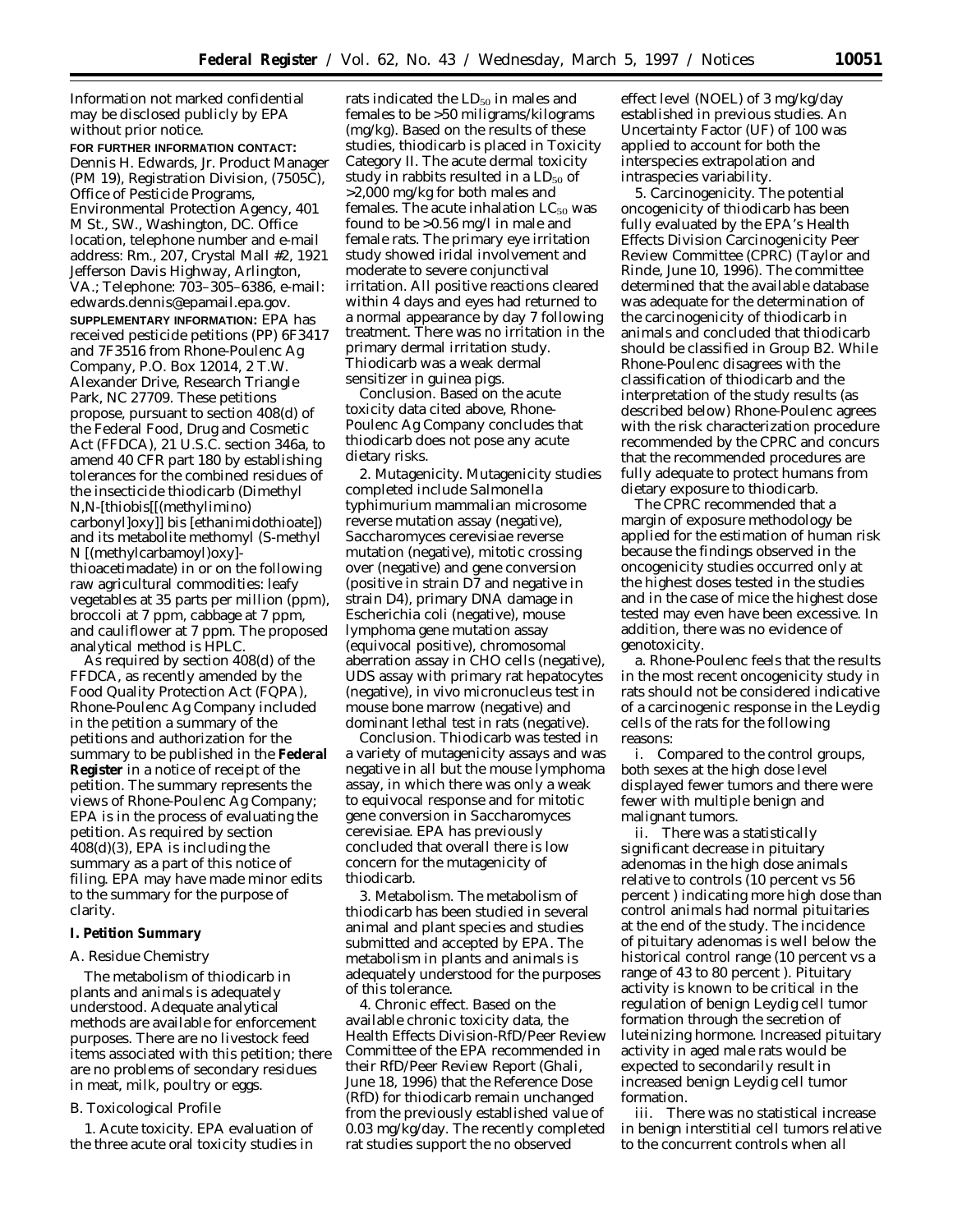Information not marked confidential may be disclosed publicly by EPA without prior notice.

**FOR FURTHER INFORMATION CONTACT:** Dennis H. Edwards, Jr. Product Manager (PM 19), Registration Division, (7505C), Office of Pesticide Programs, Environmental Protection Agency, 401 M St., SW., Washington, DC. Office location, telephone number and e-mail address: Rm., 207, Crystal Mall #2, 1921 Jefferson Davis Highway, Arlington, VA.; Telephone: 703–305–6386, e-mail: edwards.dennis@epamail.epa.gov.

**SUPPLEMENTARY INFORMATION:** EPA has received pesticide petitions (PP) 6F3417 and 7F3516 from Rhone-Poulenc Ag Company, P.O. Box 12014, 2 T.W. Alexander Drive, Research Triangle Park, NC 27709. These petitions propose, pursuant to section 408(d) of the Federal Food, Drug and Cosmetic Act (FFDCA), 21 U.S.C. section 346a, to amend 40 CFR part 180 by establishing tolerances for the combined residues of the insecticide thiodicarb (Dimethyl N,N-[thiobis[[(methylimino) carbonyl]oxy]] bis [ethanimidothioate]) and its metabolite methomyl (S-methyl N [(methylcarbamoyl)oxy]-thioacetimadate) in or on the following raw agricultural commodities: leafy vegetables at 35 parts per million (ppm), broccoli at 7 ppm, cabbage at 7 ppm, and cauliflower at 7 ppm. The proposed analytical method is HPLC.

As required by section 408(d) of the FFDCA, as recently amended by the Food Quality Protection Act (FQPA), Rhone-Poulenc Ag Company included in the petition a summary of the petitions and authorization for the summary to be published in the **Federal Register** in a notice of receipt of the petition. The summary represents the views of Rhone-Poulenc Ag Company; EPA is in the process of evaluating the petition. As required by section 408(d)(3), EPA is including the summary as a part of this notice of filing. EPA may have made minor edits to the summary for the purpose of clarity.

## I. Petition Summary

### A. Residue Chemistry

The metabolism of thiodicarb in plants and animals is adequately understood. Adequate analytical methods are available for enforcement purposes. There are no livestock feed items associated with this petition; there are no problems of secondary residues in meat, milk, poultry or eggs.

### B. Toxicological Profile

1. *Acute toxicity*. EPA evaluation of the three acute oral toxicity studies in rats indicated the $LD_{50}$ in males and females to be >50 miligrams/kilograms (mg/kg). Based on the results of these studies, thiodicarb is placed in Toxicity Category II. The acute dermal toxicity study in rabbits resulted in a $LD_{50}$ of >2,000 mg/kg for both males and females. The acute inhalation $LC_{50}$ was found to be >0.56 mg/l in male and female rats. The primary eye irritation study showed iridal involvement and moderate to severe conjunctival irritation. All positive reactions cleared within 4 days and eyes had returned to a normal appearance by day 7 following treatment. There was no irritation in the primary dermal irritation study. Thiodicarb was a weak dermal sensitizer in guinea pigs.

*Conclusion*. Based on the acute toxicity data cited above, Rhone-Poulenc Ag Company concludes that thiodicarb does not pose any acute dietary risks.

2. *Mutagenicity*. Mutagenicity studies completed include Salmonella typhimurium mammalian microsome reverse mutation assay (negative), Saccharomyces cerevisiae reverse mutation (negative), mitotic crossing over (negative) and gene conversion (positive in strain D7 and negative in strain D4), primary DNA damage in Escherichia coli (negative), mouse lymphoma gene mutation assay (equivocal positive), chromosomal aberration assay in CHO cells (negative), UDS assay with primary rat hepatocytes (negative), in vivo micronucleus test in mouse bone marrow (negative) and dominant lethal test in rats (negative).

*Conclusion*. Thiodicarb was tested in a variety of mutagenicity assays and was negative in all but the mouse lymphoma assay, in which there was only a weak to equivocal response and for mitotic gene conversion in Saccharomyces cerevisiae. EPA has previously concluded that overall there is low concern for the mutagenicity of thiodicarb.

3. *Metabolism*. The metabolism of thiodicarb has been studied in several animal and plant species and studies submitted and accepted by EPA. The metabolism in plants and animals is adequately understood for the purposes of this tolerance.

4. *Chronic effect*. Based on the available chronic toxicity data, the Health Effects Division-RfD/Peer Review Committee of the EPA recommended in their RfD/Peer Review Report (Ghali, June 18, 1996) that the Reference Dose (RfD) for thiodicarb remain unchanged from the previously established value of 0.03 mg/kg/day. The recently completed rat studies support the no observed effect level (NOEL) of 3 mg/kg/day established in previous studies. An Uncertainty Factor (UF) of 100 was applied to account for both the interspecies extrapolation and intraspecies variability.

5. *Carcinogenicity*. The potential oncogenicity of thiodicarb has been fully evaluated by the EPA's Health Effects Division Carcinogenicity Peer Review Committee (CPRC) (Taylor and Rinde, June 10, 1996). The committee determined that the available database was adequate for the determination of the carcinogenicity of thiodicarb in animals and concluded that thiodicarb should be classified in Group B2. While Rhone-Poulenc disagrees with the classification of thiodicarb and the interpretation of the study results (as described below) Rhone-Poulenc agrees with the risk characterization procedure recommended by the CPRC and concurs that the recommended procedures are fully adequate to protect humans from dietary exposure to thiodicarb.

The CPRC recommended that a margin of exposure methodology be applied for the estimation of human risk because the findings observed in the oncogenicity studies occurred only at the highest doses tested in the studies and in the case of mice the highest dose tested may even have been excessive. In addition, there was no evidence of genotoxicity.

a. Rhone-Poulenc feels that the results in the most recent oncogenicity study in rats should not be considered indicative of a carcinogenic response in the Leydig cells of the rats for the following reasons:

i. Compared to the control groups, both sexes at the high dose level displayed fewer tumors and there were fewer with multiple benign and malignant tumors.

ii. There was a statistically significant decrease in pituitary adenomas in the high dose animals relative to controls (10 percent vs 56 percent ) indicating more high dose than control animals had normal pituitaries at the end of the study. The incidence of pituitary adenomas is well below the historical control range (10 percent vs a range of 43 to 80 percent ). Pituitary activity is known to be critical in the regulation of benign Leydig cell tumor formation through the secretion of luteinizing hormone. Increased pituitary activity in aged male rats would be expected to secondarily result in increased benign Leydig cell tumor formation.

iii. There was no statistical increase in benign interstitial cell tumors relative to the concurrent controls when all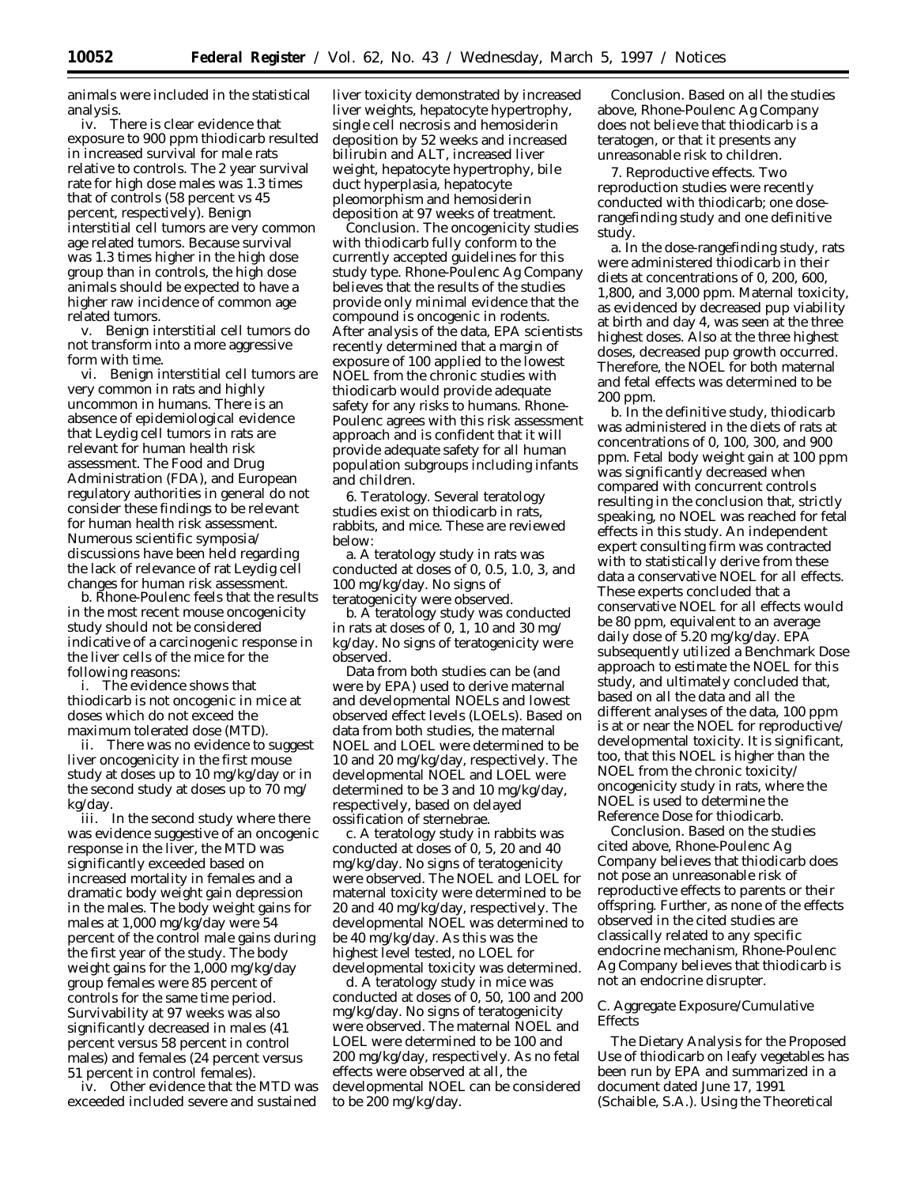animals were included in the statistical analysis.

iv. There is clear evidence that exposure to 900 ppm thiodicarb resulted in increased survival for male rats relative to controls. The 2 year survival rate for high dose males was 1.3 times that of controls (58 percent vs 45 percent, respectively). Benign interstitial cell tumors are very common age related tumors. Because survival was 1.3 times higher in the high dose group than in controls, the high dose animals should be expected to have a higher raw incidence of common age related tumors.

v. Benign interstitial cell tumors do not transform into a more aggressive form with time.

vi. Benign interstitial cell tumors are very common in rats and highly uncommon in humans. There is an absence of epidemiological evidence that Leydig cell tumors in rats are relevant for human health risk assessment. The Food and Drug Administration (FDA), and European regulatory authorities in general do not consider these findings to be relevant for human health risk assessment. Numerous scientific symposia/ discussions have been held regarding the lack of relevance of rat Leydig cell changes for human risk assessment.

b. Rhone-Poulenc feels that the results in the most recent mouse oncogenicity study should not be considered indicative of a carcinogenic response in the liver cells of the mice for the following reasons:

i. The evidence shows that thiodicarb is not oncogenic in mice at doses which do not exceed the maximum tolerated dose (MTD).

ii. There was no evidence to suggest liver oncogenicity in the first mouse study at doses up to 10 mg/kg/day or in the second study at doses up to 70 mg/ kg/day.

iii. In the second study where there was evidence suggestive of an oncogenic response in the liver, the MTD was significantly exceeded based on increased mortality in females and a dramatic body weight gain depression in the males. The body weight gains for males at 1,000 mg/kg/day were 54 percent of the control male gains during the first year of the study. The body weight gains for the 1,000 mg/kg/day group females were 85 percent of controls for the same time period. Survivability at 97 weeks was also significantly decreased in males (41 percent versus 58 percent in control males) and females (24 percent versus 51 percent in control females).

iv. Other evidence that the MTD was exceeded included severe and sustained liver toxicity demonstrated by increased liver weights, hepatocyte hypertrophy, single cell necrosis and hemosiderin deposition by 52 weeks and increased bilirubin and ALT, increased liver weight, hepatocyte hypertrophy, bile duct hyperplasia, hepatocyte pleomorphism and hemosiderin deposition at 97 weeks of treatment.

*Conclusion.* The oncogenicity studies with thiodicarb fully conform to the currently accepted guidelines for this study type. Rhone-Poulenc Ag Company believes that the results of the studies provide only minimal evidence that the compound is oncogenic in rodents. After analysis of the data, EPA scientists recently determined that a margin of exposure of 100 applied to the lowest NOEL from the chronic studies with thiodicarb would provide adequate safety for any risks to humans. Rhone-Poulenc agrees with this risk assessment approach and is confident that it will provide adequate safety for all human population subgroups including infants and children.

6. *Teratology.* Several teratology studies exist on thiodicarb in rats, rabbits, and mice. These are reviewed below:

a. A teratology study in rats was conducted at doses of 0, 0.5, 1.0, 3, and 100 mg/kg/day. No signs of teratogenicity were observed.

b. A teratology study was conducted in rats at doses of 0, 1, 10 and 30 mg/ kg/day. No signs of teratogenicity were observed.

Data from both studies can be (and were by EPA) used to derive maternal and developmental NOELs and lowest observed effect levels (LOELs). Based on data from both studies, the maternal NOEL and LOEL were determined to be 10 and 20 mg/kg/day, respectively. The developmental NOEL and LOEL were determined to be 3 and 10 mg/kg/day, respectively, based on delayed ossification of sternebrae.

c. A teratology study in rabbits was conducted at doses of 0, 5, 20 and 40 mg/kg/day. No signs of teratogenicity were observed. The NOEL and LOEL for maternal toxicity were determined to be 20 and 40 mg/kg/day, respectively. The developmental NOEL was determined to be 40 mg/kg/day. As this was the highest level tested, no LOEL for developmental toxicity was determined.

d. A teratology study in mice was conducted at doses of 0, 50, 100 and 200 mg/kg/day. No signs of teratogenicity were observed. The maternal NOEL and LOEL were determined to be 100 and 200 mg/kg/day, respectively. As no fetal effects were observed at all, the developmental NOEL can be considered to be 200 mg/kg/day.

*Conclusion.* Based on all the studies above, Rhone-Poulenc Ag Company does not believe that thiodicarb is a teratogen, or that it presents any unreasonable risk to children.

7. *Reproductive effects.* Two reproduction studies were recently conducted with thiodicarb; one dose-rangefinding study and one definitive study.

a. In the dose-rangefinding study, rats were administered thiodicarb in their diets at concentrations of 0, 200, 600, 1,800, and 3,000 ppm. Maternal toxicity, as evidenced by decreased pup viability at birth and day 4, was seen at the three highest doses. Also at the three highest doses, decreased pup growth occurred. Therefore, the NOEL for both maternal and fetal effects was determined to be 200 ppm.

b. In the definitive study, thiodicarb was administered in the diets of rats at concentrations of 0, 100, 300, and 900 ppm. Fetal body weight gain at 100 ppm was significantly decreased when compared with concurrent controls resulting in the conclusion that, strictly speaking, no NOEL was reached for fetal effects in this study. An independent expert consulting firm was contracted with to statistically derive from these data a conservative NOEL for all effects. These experts concluded that a conservative NOEL for all effects would be 80 ppm, equivalent to an average daily dose of 5.20 mg/kg/day. EPA subsequently utilized a Benchmark Dose approach to estimate the NOEL for this study, and ultimately concluded that, based on all the data and all the different analyses of the data, 100 ppm is at or near the NOEL for reproductive/ developmental toxicity. It is significant, too, that this NOEL is higher than the NOEL from the chronic toxicity/ oncogenicity study in rats, where the NOEL is used to determine the Reference Dose for thiodicarb.

*Conclusion.* Based on the studies cited above, Rhone-Poulenc Ag Company believes that thiodicarb does not pose an unreasonable risk of reproductive effects to parents or their offspring. Further, as none of the effects observed in the cited studies are classically related to any specific endocrine mechanism, Rhone-Poulenc Ag Company believes that thiodicarb is not an endocrine disrupter.

*C. Aggregate Exposure/Cumulative Effects*

The Dietary Analysis for the Proposed Use of thiodicarb on leafy vegetables has been run by EPA and summarized in a document dated June 17, 1991 (Schaible, S.A.). Using the Theoretical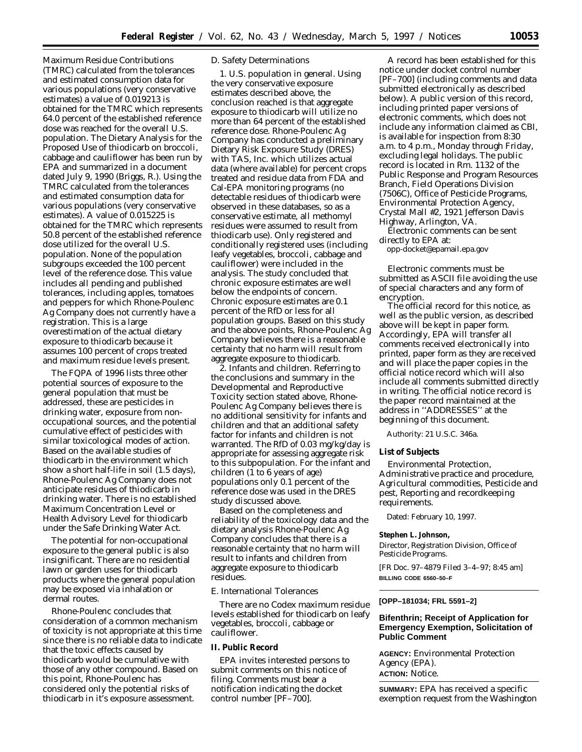Maximum Residue Contributions (TMRC) calculated from the tolerances and estimated consumption data for various populations (very conservative estimates) a value of 0.019213 is obtained for the TMRC which represents 64.0 percent of the established reference dose was reached for the overall U.S. population. The Dietary Analysis for the Proposed Use of thiodicarb on broccoli, cabbage and cauliflower has been run by EPA and summarized in a document dated July 9, 1990 (Briggs, R.). Using the TMRC calculated from the tolerances and estimated consumption data for various populations (very conservative estimates). A value of 0.015225 is obtained for the TMRC which represents 50.8 percent of the established reference dose utilized for the overall U.S. population. None of the population subgroups exceeded the 100 percent level of the reference dose. This value includes all pending and published tolerances, including apples, tomatoes and peppers for which Rhone-Poulenc Ag Company does not currently have a registration. This is a large overestimation of the actual dietary exposure to thiodicarb because it assumes 100 percent of crops treated and maximum residue levels present.

The FQPA of 1996 lists three other potential sources of exposure to the general population that must be addressed, these are pesticides in drinking water, exposure from non-occupational sources, and the potential cumulative effect of pesticides with similar toxicological modes of action. Based on the available studies of thiodicarb in the environment which show a short half-life in soil (1.5 days), Rhone-Poulenc Ag Company does not anticipate residues of thiodicarb in drinking water. There is no established Maximum Concentration Level or Health Advisory Level for thiodicarb under the Safe Drinking Water Act.

The potential for non-occupational exposure to the general public is also insignificant. There are no residential lawn or garden uses for thiodicarb products where the general population may be exposed via inhalation or dermal routes.

Rhone-Poulenc concludes that consideration of a common mechanism of toxicity is not appropriate at this time since there is no reliable data to indicate that the toxic effects caused by thiodicarb would be cumulative with those of any other compound. Based on this point, Rhone-Poulenc has considered only the potential risks of thiodicarb in it's exposure assessment.

*D. Safety Determinations*

1. *U.S. population in general.* Using the very conservative exposure estimates described above, the conclusion reached is that aggregate exposure to thiodicarb will utilize no more than 64 percent of the established reference dose. Rhone-Poulenc Ag Company has conducted a preliminary Dietary Risk Exposure Study (DRES) with TAS, Inc. which utilizes actual data (where available) for percent crops treated and residue data from FDA and Cal-EPA monitoring programs (no detectable residues of thiodicarb were observed in these databases, so as a conservative estimate, all methomyl residues were assumed to result from thiodicarb use). Only registered and conditionally registered uses (including leafy vegetables, broccoli, cabbage and cauliflower) were included in the analysis. The study concluded that chronic exposure estimates are well below the endpoints of concern. Chronic exposure estimates are 0.1 percent of the RfD or less for all population groups. Based on this study and the above points, Rhone-Poulenc Ag Company believes there is a reasonable certainty that no harm will result from aggregate exposure to thiodicarb.

2. *Infants and children.* Referring to the conclusions and summary in the Developmental and Reproductive Toxicity section stated above, Rhone-Poulenc Ag Company believes there is no additional sensitivity for infants and children and that an additional safety factor for infants and children is not warranted. The RfD of 0.03 mg/kg/day is appropriate for assessing aggregate risk to this subpopulation. For the infant and children (1 to 6 years of age) populations only 0.1 percent of the reference dose was used in the DRES study discussed above.

Based on the completeness and reliability of the toxicology data and the dietary analysis Rhone-Poulenc Ag Company concludes that there is a reasonable certainty that no harm will result to infants and children from aggregate exposure to thiodicarb residues.

*E. International Tolerances*

There are no Codex maximum residue levels established for thiodicarb on leafy vegetables, broccoli, cabbage or cauliflower.

**II. Public Record**

EPA invites interested persons to submit comments on this notice of filing. Comments must bear a notification indicating the docket control number [PF–700].

A record has been established for this notice under docket control number [PF–700] (including comments and data submitted electronically as described below). A public version of this record, including printed paper versions of electronic comments, which does not include any information claimed as CBI, is available for inspection from 8:30 a.m. to 4 p.m., Monday through Friday, excluding legal holidays. The public record is located in Rm. 1132 of the Public Response and Program Resources Branch, Field Operations Division (7506C), Office of Pesticide Programs, Environmental Protection Agency, Crystal Mall #2, 1921 Jefferson Davis Highway, Arlington, VA.

Electronic comments can be sent directly to EPA at:

opp-docket@epamail.epa.gov

Electronic comments must be submitted as ASCII file avoiding the use of special characters and any form of encryption.

The official record for this notice, as well as the public version, as described above will be kept in paper form. Accordingly, EPA will transfer all comments received electronically into printed, paper form as they are received and will place the paper copies in the official notice record which will also include all comments submitted directly in writing. The official notice record is the paper record maintained at the address in ''ADDRESSES'' at the beginning of this document.

Authority: 21 U.S.C. 346a.

**List of Subjects**

Environmental Protection, Administrative practice and procedure, Agricultural commodities, Pesticide and pest, Reporting and recordkeeping requirements.

Dated: February 10, 1997.

**Stephen L. Johnson,**

*Director, Registration Division, Office of Pesticide Programs.*

[FR Doc. 97–4879 Filed 3–4–97; 8:45 am]

**BILLING CODE 6560–50–F**

---

**[OPP–181034; FRL 5591–2]**

## Bifenthrin; Receipt of Application for Emergency Exemption, Solicitation of Public Comment

**AGENCY:** Environmental Protection Agency (EPA).

**ACTION:** Notice.

**SUMMARY:** EPA has received a specific exemption request from the Washington